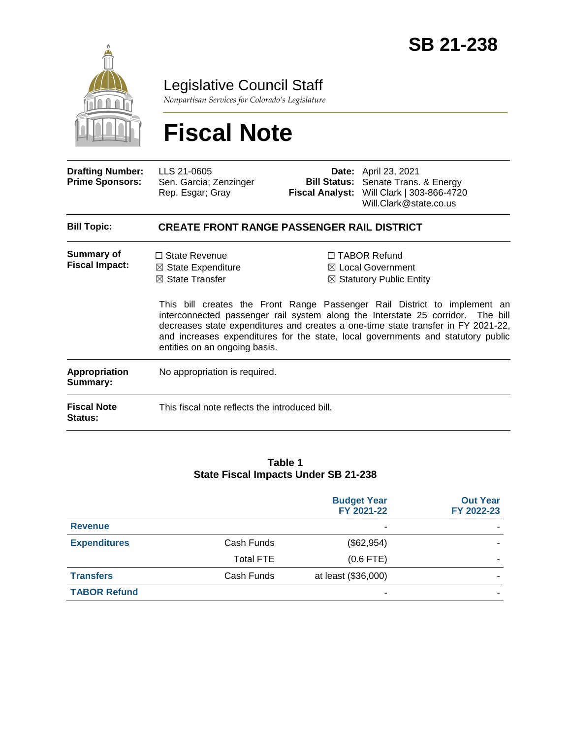# SB 21-238

## Legislative Council Staff

*Nonpartisan Services for Colorado's Legislature*

# Fiscal Note

| | | | |
|---|---|---|---|
| **Drafting Number:** | LLS 21-0605 | **Date:** | April 23, 2021 |
| **Prime Sponsors:** | Sen. Garcia; Zenzinger<br>Rep. Esgar; Gray | **Bill Status:** | Senate Trans. & Energy |
| | | **Fiscal Analyst:** | Will Clark \| 303-866-4720<br>Will.Clark@state.co.us |

| | |
|---|---|
| **Bill Topic:** | **CREATE FRONT RANGE PASSENGER RAIL DISTRICT** |
| **Summary of Fiscal Impact:** | ☐ State Revenue<br>☒ State Expenditure<br>☒ State Transfer<br>☐ TABOR Refund<br>☒ Local Government<br>☒ Statutory Public Entity<br><br>This bill creates the Front Range Passenger Rail District to implement an interconnected passenger rail system along the Interstate 25 corridor. The bill decreases state expenditures and creates a one-time state transfer in FY 2021-22, and increases expenditures for the state, local governments and statutory public entities on an ongoing basis. |
| **Appropriation Summary:** | No appropriation is required. |
| **Fiscal Note Status:** | This fiscal note reflects the introduced bill. |

**Table 1**
**State Fiscal Impacts Under SB 21-238**

| | | Budget Year FY 2021-22 | Out Year FY 2022-23 |
|---|---|---|---|
| **Revenue** | | - | - |
| **Expenditures** | Cash Funds | ($62,954) | - |
| | Total FTE | (0.6 FTE) | - |
| **Transfers** | Cash Funds | at least ($36,000) | - |
| **TABOR Refund** | | - | - |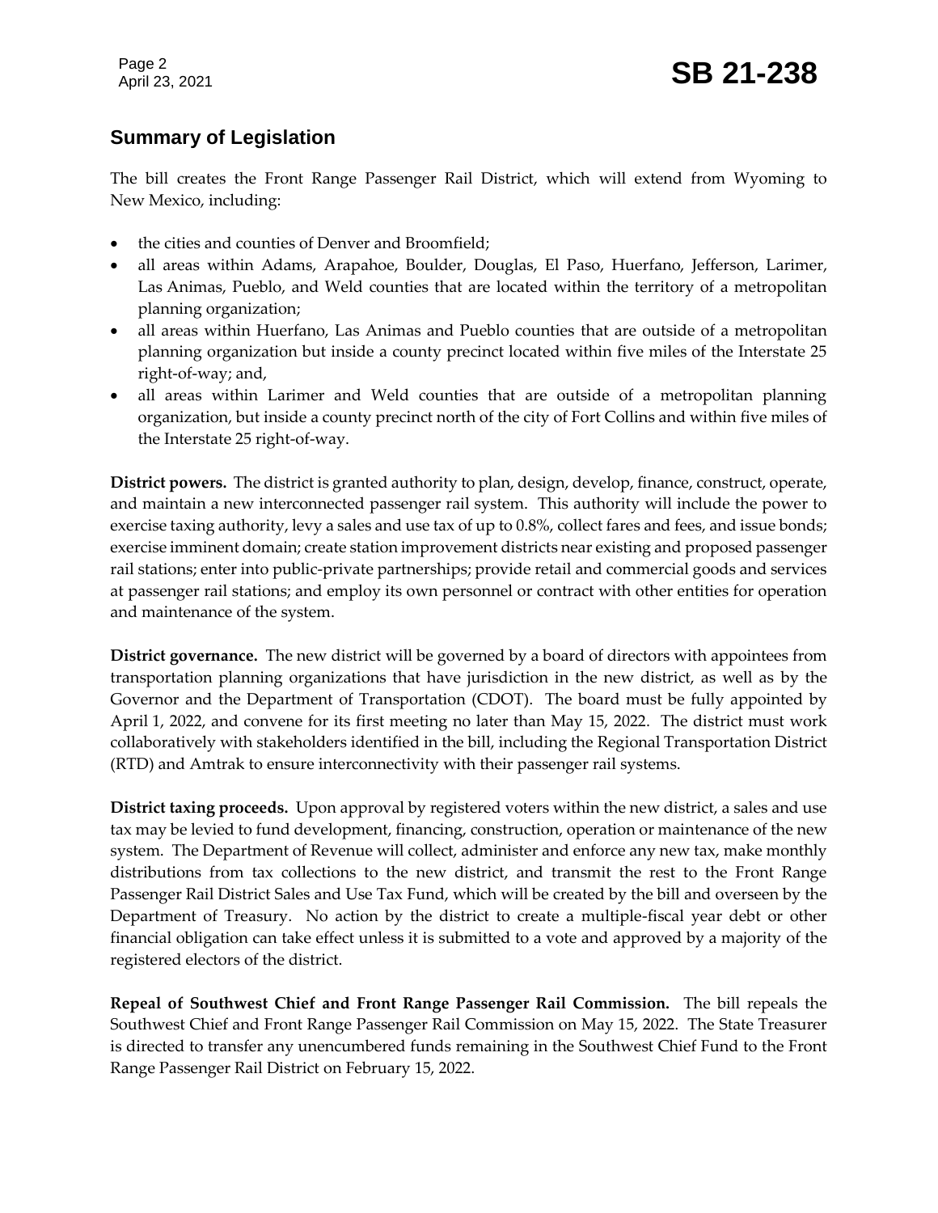## Summary of Legislation

The bill creates the Front Range Passenger Rail District, which will extend from Wyoming to New Mexico, including:

- the cities and counties of Denver and Broomfield;
- all areas within Adams, Arapahoe, Boulder, Douglas, El Paso, Huerfano, Jefferson, Larimer, Las Animas, Pueblo, and Weld counties that are located within the territory of a metropolitan planning organization;
- all areas within Huerfano, Las Animas and Pueblo counties that are outside of a metropolitan planning organization but inside a county precinct located within five miles of the Interstate 25 right-of-way; and,
- all areas within Larimer and Weld counties that are outside of a metropolitan planning organization, but inside a county precinct north of the city of Fort Collins and within five miles of the Interstate 25 right-of-way.

**District powers.** The district is granted authority to plan, design, develop, finance, construct, operate, and maintain a new interconnected passenger rail system. This authority will include the power to exercise taxing authority, levy a sales and use tax of up to 0.8%, collect fares and fees, and issue bonds; exercise imminent domain; create station improvement districts near existing and proposed passenger rail stations; enter into public-private partnerships; provide retail and commercial goods and services at passenger rail stations; and employ its own personnel or contract with other entities for operation and maintenance of the system.

**District governance.** The new district will be governed by a board of directors with appointees from transportation planning organizations that have jurisdiction in the new district, as well as by the Governor and the Department of Transportation (CDOT). The board must be fully appointed by April 1, 2022, and convene for its first meeting no later than May 15, 2022. The district must work collaboratively with stakeholders identified in the bill, including the Regional Transportation District (RTD) and Amtrak to ensure interconnectivity with their passenger rail systems.

**District taxing proceeds.** Upon approval by registered voters within the new district, a sales and use tax may be levied to fund development, financing, construction, operation or maintenance of the new system. The Department of Revenue will collect, administer and enforce any new tax, make monthly distributions from tax collections to the new district, and transmit the rest to the Front Range Passenger Rail District Sales and Use Tax Fund, which will be created by the bill and overseen by the Department of Treasury. No action by the district to create a multiple-fiscal year debt or other financial obligation can take effect unless it is submitted to a vote and approved by a majority of the registered electors of the district.

**Repeal of Southwest Chief and Front Range Passenger Rail Commission.** The bill repeals the Southwest Chief and Front Range Passenger Rail Commission on May 15, 2022. The State Treasurer is directed to transfer any unencumbered funds remaining in the Southwest Chief Fund to the Front Range Passenger Rail District on February 15, 2022.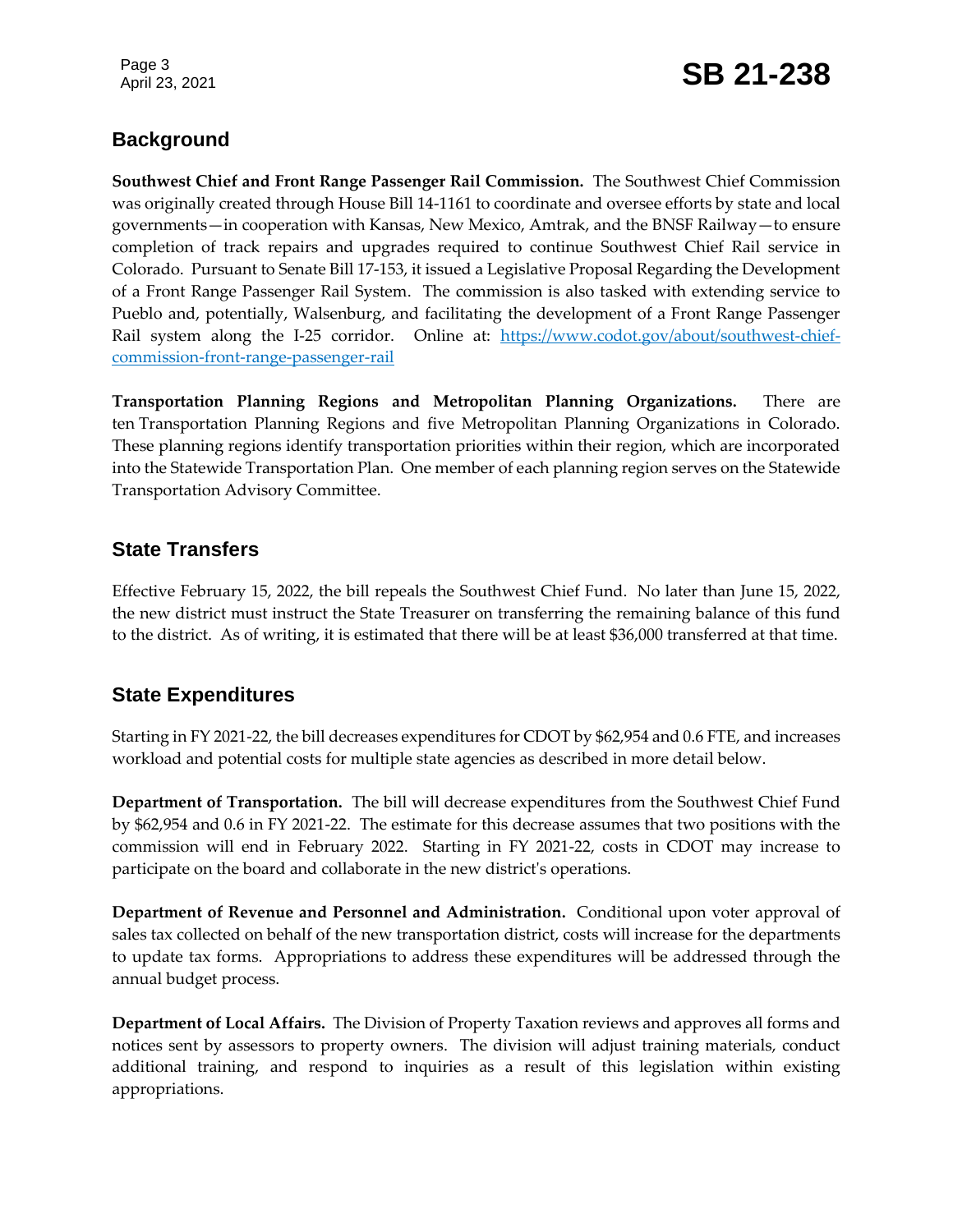## Background

**Southwest Chief and Front Range Passenger Rail Commission.** The Southwest Chief Commission was originally created through House Bill 14-1161 to coordinate and oversee efforts by state and local governments—in cooperation with Kansas, New Mexico, Amtrak, and the BNSF Railway—to ensure completion of track repairs and upgrades required to continue Southwest Chief Rail service in Colorado. Pursuant to Senate Bill 17-153, it issued a Legislative Proposal Regarding the Development of a Front Range Passenger Rail System. The commission is also tasked with extending service to Pueblo and, potentially, Walsenburg, and facilitating the development of a Front Range Passenger Rail system along the I-25 corridor. Online at: [https://www.codot.gov/about/southwest-chief-commission-front-range-passenger-rail](https://www.codot.gov/about/southwest-chief-commission-front-range-passenger-rail)

**Transportation Planning Regions and Metropolitan Planning Organizations.** There are ten Transportation Planning Regions and five Metropolitan Planning Organizations in Colorado. These planning regions identify transportation priorities within their region, which are incorporated into the Statewide Transportation Plan. One member of each planning region serves on the Statewide Transportation Advisory Committee.

## State Transfers

Effective February 15, 2022, the bill repeals the Southwest Chief Fund. No later than June 15, 2022, the new district must instruct the State Treasurer on transferring the remaining balance of this fund to the district. As of writing, it is estimated that there will be at least $36,000 transferred at that time.

## State Expenditures

Starting in FY 2021-22, the bill decreases expenditures for CDOT by $62,954 and 0.6 FTE, and increases workload and potential costs for multiple state agencies as described in more detail below.

**Department of Transportation.** The bill will decrease expenditures from the Southwest Chief Fund by $62,954 and 0.6 in FY 2021-22. The estimate for this decrease assumes that two positions with the commission will end in February 2022. Starting in FY 2021-22, costs in CDOT may increase to participate on the board and collaborate in the new district's operations.

**Department of Revenue and Personnel and Administration.** Conditional upon voter approval of sales tax collected on behalf of the new transportation district, costs will increase for the departments to update tax forms. Appropriations to address these expenditures will be addressed through the annual budget process.

**Department of Local Affairs.** The Division of Property Taxation reviews and approves all forms and notices sent by assessors to property owners. The division will adjust training materials, conduct additional training, and respond to inquiries as a result of this legislation within existing appropriations.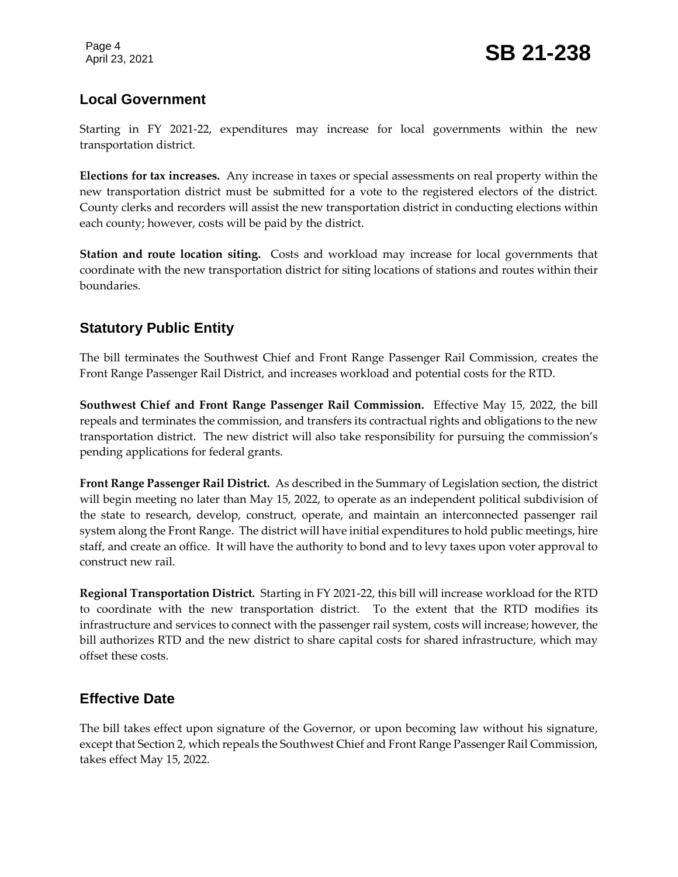## Local Government

Starting in FY 2021-22, expenditures may increase for local governments within the new transportation district.

**Elections for tax increases.** Any increase in taxes or special assessments on real property within the new transportation district must be submitted for a vote to the registered electors of the district. County clerks and recorders will assist the new transportation district in conducting elections within each county; however, costs will be paid by the district.

**Station and route location siting.** Costs and workload may increase for local governments that coordinate with the new transportation district for siting locations of stations and routes within their boundaries.

## Statutory Public Entity

The bill terminates the Southwest Chief and Front Range Passenger Rail Commission, creates the Front Range Passenger Rail District, and increases workload and potential costs for the RTD.

**Southwest Chief and Front Range Passenger Rail Commission.** Effective May 15, 2022, the bill repeals and terminates the commission, and transfers its contractual rights and obligations to the new transportation district. The new district will also take responsibility for pursuing the commission's pending applications for federal grants.

**Front Range Passenger Rail District.** As described in the Summary of Legislation section, the district will begin meeting no later than May 15, 2022, to operate as an independent political subdivision of the state to research, develop, construct, operate, and maintain an interconnected passenger rail system along the Front Range. The district will have initial expenditures to hold public meetings, hire staff, and create an office. It will have the authority to bond and to levy taxes upon voter approval to construct new rail.

**Regional Transportation District.** Starting in FY 2021-22, this bill will increase workload for the RTD to coordinate with the new transportation district. To the extent that the RTD modifies its infrastructure and services to connect with the passenger rail system, costs will increase; however, the bill authorizes RTD and the new district to share capital costs for shared infrastructure, which may offset these costs.

## Effective Date

The bill takes effect upon signature of the Governor, or upon becoming law without his signature, except that Section 2, which repeals the Southwest Chief and Front Range Passenger Rail Commission, takes effect May 15, 2022.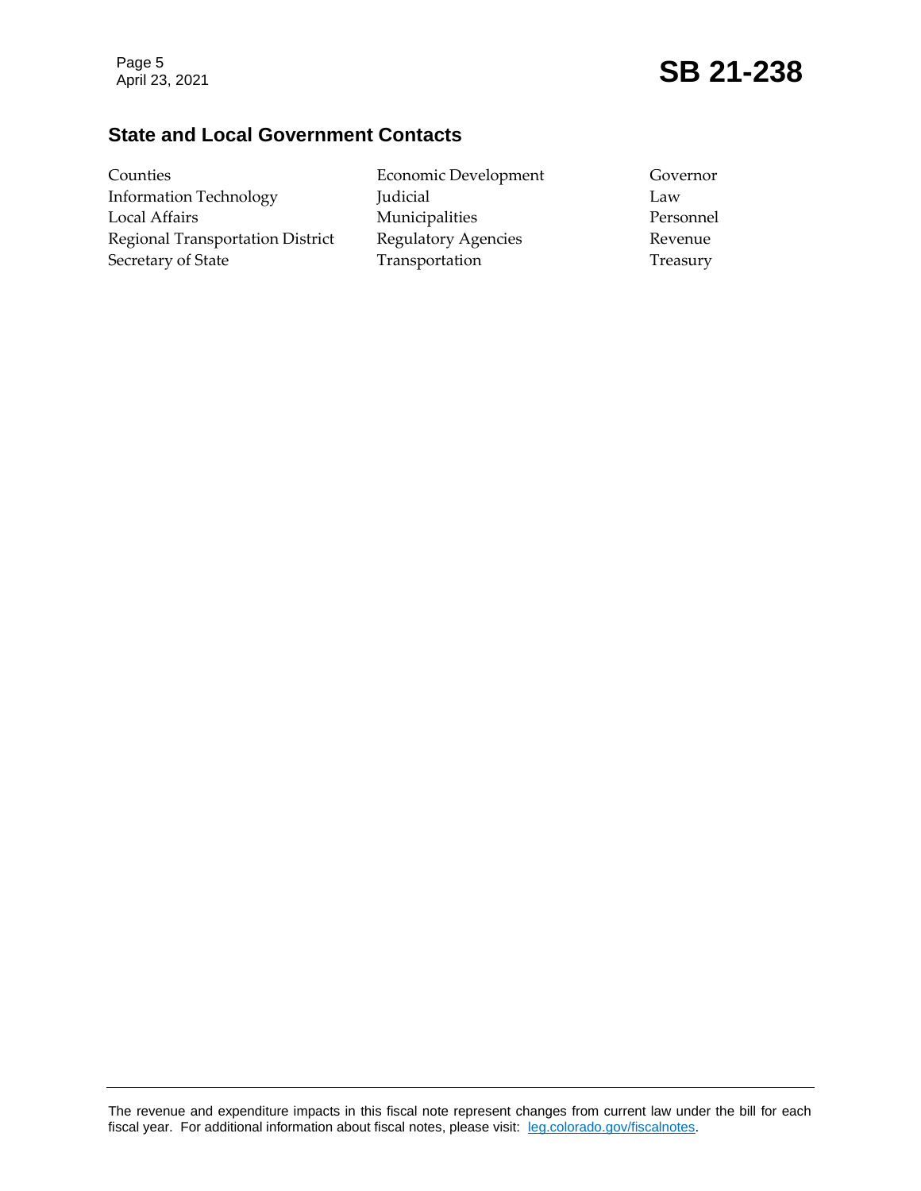## State and Local Government Contacts

| | | |
|---|---|---|
| Counties | Economic Development | Governor |
| Information Technology | Judicial | Law |
| Local Affairs | Municipalities | Personnel |
| Regional Transportation District | Regulatory Agencies | Revenue |
| Secretary of State | Transportation | Treasury |

The revenue and expenditure impacts in this fiscal note represent changes from current law under the bill for each fiscal year. For additional information about fiscal notes, please visit: leg.colorado.gov/fiscalnotes.